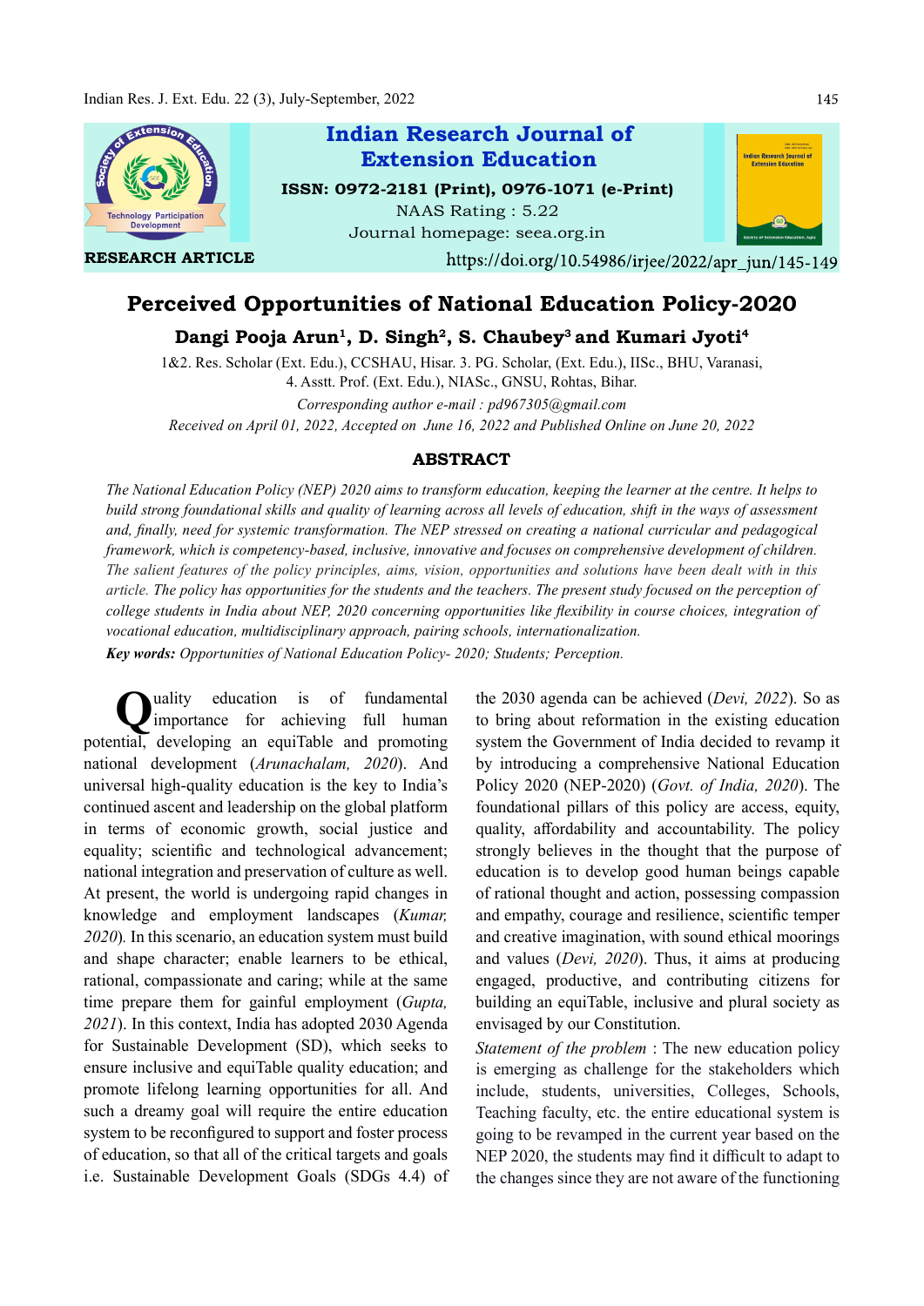Indian Research Journal of Extension Education

ISSN: 0972-2181 (Print), 0976-1071 (e-Print)

NAAS Rating : 5.22

Journal homepage: seea.org.in

RESEARCH ARTICLE

https://doi.org/10.54986/irjee/2022/apr_jun/145-149

# Perceived Opportunities of National Education Policy-2020

**Dangi Pooja Arun[1], D. Singh[2], S. Chaubey[3] and Kumari Jyoti[4]**

1&2. Res. Scholar (Ext. Edu.), CCSHAU, Hisar. 3. PG. Scholar, (Ext. Edu.), IISc., BHU, Varanasi, 4. Asstt. Prof. (Ext. Edu.), NIASc., GNSU, Rohtas, Bihar.

*Corresponding author e-mail : pd967305@gmail.com*

*Received on April 01, 2022, Accepted on June 16, 2022 and Published Online on June 20, 2022*

## ABSTRACT

*The National Education Policy (NEP) 2020 aims to transform education, keeping the learner at the centre. It helps to build strong foundational skills and quality of learning across all levels of education, shift in the ways of assessment and, finally, need for systemic transformation. The NEP stressed on creating a national curricular and pedagogical framework, which is competency-based, inclusive, innovative and focuses on comprehensive development of children. The salient features of the policy principles, aims, vision, opportunities and solutions have been dealt with in this article. The policy has opportunities for the students and the teachers. The present study focused on the perception of college students in India about NEP, 2020 concerning opportunities like flexibility in course choices, integration of vocational education, multidisciplinary approach, pairing schools, internationalization.*

***Key words:*** *Opportunities of National Education Policy- 2020; Students; Perception.*

Quality education is of fundamental importance for achieving full human potential, developing an equiTable and promoting national development (*Arunachalam, 2020*). And universal high-quality education is the key to India's continued ascent and leadership on the global platform in terms of economic growth, social justice and equality; scientific and technological advancement; national integration and preservation of culture as well. At present, the world is undergoing rapid changes in knowledge and employment landscapes (*Kumar, 2020*). In this scenario, an education system must build and shape character; enable learners to be ethical, rational, compassionate and caring; while at the same time prepare them for gainful employment (*Gupta, 2021*). In this context, India has adopted 2030 Agenda for Sustainable Development (SD), which seeks to ensure inclusive and equiTable quality education; and promote lifelong learning opportunities for all. And such a dreamy goal will require the entire education system to be reconfigured to support and foster process of education, so that all of the critical targets and goals i.e. Sustainable Development Goals (SDGs 4.4) of the 2030 agenda can be achieved (*Devi, 2022*). So as to bring about reformation in the existing education system the Government of India decided to revamp it by introducing a comprehensive National Education Policy 2020 (NEP-2020) (*Govt. of India, 2020*). The foundational pillars of this policy are access, equity, quality, affordability and accountability. The policy strongly believes in the thought that the purpose of education is to develop good human beings capable of rational thought and action, possessing compassion and empathy, courage and resilience, scientific temper and creative imagination, with sound ethical moorings and values (*Devi, 2020*). Thus, it aims at producing engaged, productive, and contributing citizens for building an equiTable, inclusive and plural society as envisaged by our Constitution.

*Statement of the problem* : The new education policy is emerging as challenge for the stakeholders which include, students, universities, Colleges, Schools, Teaching faculty, etc. the entire educational system is going to be revamped in the current year based on the NEP 2020, the students may find it difficult to adapt to the changes since they are not aware of the functioning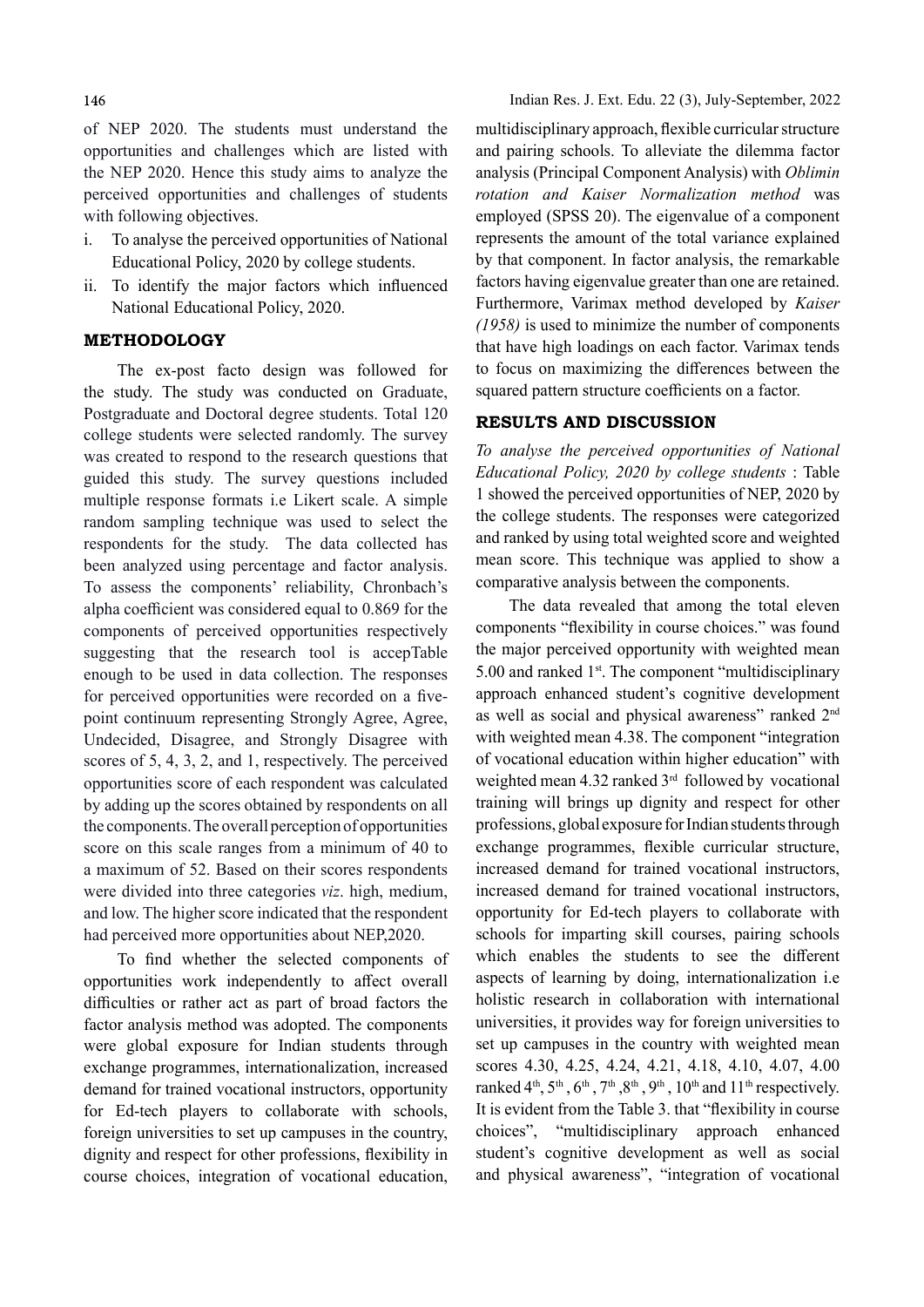of NEP 2020. The students must understand the opportunities and challenges which are listed with the NEP 2020. Hence this study aims to analyze the perceived opportunities and challenges of students with following objectives.

i. To analyse the perceived opportunities of National Educational Policy, 2020 by college students.
ii. To identify the major factors which influenced National Educational Policy, 2020.

## METHODOLOGY

The ex-post facto design was followed for the study. The study was conducted on Graduate, Postgraduate and Doctoral degree students. Total 120 college students were selected randomly. The survey was created to respond to the research questions that guided this study. The survey questions included multiple response formats i.e Likert scale. A simple random sampling technique was used to select the respondents for the study. The data collected has been analyzed using percentage and factor analysis. To assess the components' reliability, Chronbach's alpha coefficient was considered equal to 0.869 for the components of perceived opportunities respectively suggesting that the research tool is accepTable enough to be used in data collection. The responses for perceived opportunities were recorded on a five-point continuum representing Strongly Agree, Agree, Undecided, Disagree, and Strongly Disagree with scores of 5, 4, 3, 2, and 1, respectively. The perceived opportunities score of each respondent was calculated by adding up the scores obtained by respondents on all the components. The overall perception of opportunities score on this scale ranges from a minimum of 40 to a maximum of 52. Based on their scores respondents were divided into three categories *viz*. high, medium, and low. The higher score indicated that the respondent had perceived more opportunities about NEP,2020.

To find whether the selected components of opportunities work independently to affect overall difficulties or rather act as part of broad factors the factor analysis method was adopted. The components were global exposure for Indian students through exchange programmes, internationalization, increased demand for trained vocational instructors, opportunity for Ed-tech players to collaborate with schools, foreign universities to set up campuses in the country, dignity and respect for other professions, flexibility in course choices, integration of vocational education, multidisciplinary approach, flexible curricular structure and pairing schools. To alleviate the dilemma factor analysis (Principal Component Analysis) with *Oblimin rotation and Kaiser Normalization method* was employed (SPSS 20). The eigenvalue of a component represents the amount of the total variance explained by that component. In factor analysis, the remarkable factors having eigenvalue greater than one are retained. Furthermore, Varimax method developed by *Kaiser (1958)* is used to minimize the number of components that have high loadings on each factor. Varimax tends to focus on maximizing the differences between the squared pattern structure coefficients on a factor.

## RESULTS AND DISCUSSION

*To analyse the perceived opportunities of National Educational Policy, 2020 by college students* : Table 1 showed the perceived opportunities of NEP, 2020 by the college students. The responses were categorized and ranked by using total weighted score and weighted mean score. This technique was applied to show a comparative analysis between the components.

The data revealed that among the total eleven components "flexibility in course choices." was found the major perceived opportunity with weighted mean 5.00 and ranked 1st. The component "multidisciplinary approach enhanced student's cognitive development as well as social and physical awareness" ranked 2nd with weighted mean 4.38. The component "integration of vocational education within higher education" with weighted mean 4.32 ranked 3rd followed by vocational training will brings up dignity and respect for other professions, global exposure for Indian students through exchange programmes, flexible curricular structure, increased demand for trained vocational instructors, increased demand for trained vocational instructors, opportunity for Ed-tech players to collaborate with schools for imparting skill courses, pairing schools which enables the students to see the different aspects of learning by doing, internationalization i.e holistic research in collaboration with international universities, it provides way for foreign universities to set up campuses in the country with weighted mean scores 4.30, 4.25, 4.24, 4.21, 4.18, 4.10, 4.07, 4.00 ranked 4th, 5th, 6th, 7th, 8th, 9th, 10th and 11th respectively. It is evident from the Table 3. that "flexibility in course choices", "multidisciplinary approach enhanced student's cognitive development as well as social and physical awareness", "integration of vocational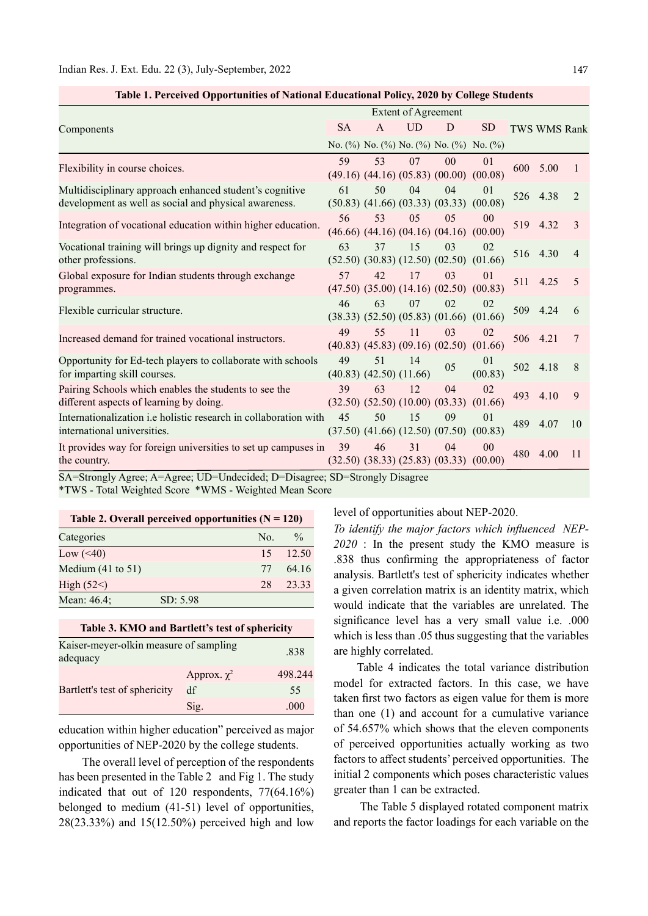**Table 1. Perceived Opportunities of National Educational Policy, 2020 by College Students**

| Components | SA No. (%) | A No. (%) | UD No. (%) | D No. (%) | SD No. (%) | TWS | WMS | Rank |
|---|---|---|---|---|---|---|---|---|
| Flexibility in course choices. | 59 (49.16) | 53 (44.16) | 07 (05.83) | 00 (00.00) | 01 (00.08) | 600 | 5.00 | 1 |
| Multidisciplinary approach enhanced student's cognitive development as well as social and physical awareness. | 61 (50.83) | 50 (41.66) | 04 (03.33) | 04 (03.33) | 01 (00.08) | 526 | 4.38 | 2 |
| Integration of vocational education within higher education. | 56 (46.66) | 53 (44.16) | 05 (04.16) | 05 (04.16) | 00 (00.00) | 519 | 4.32 | 3 |
| Vocational training will brings up dignity and respect for other professions. | 63 (52.50) | 37 (30.83) | 15 (12.50) | 03 (02.50) | 02 (01.66) | 516 | 4.30 | 4 |
| Global exposure for Indian students through exchange programmes. | 57 (47.50) | 42 (35.00) | 17 (14.16) | 03 (02.50) | 01 (00.83) | 511 | 4.25 | 5 |
| Flexible curricular structure. | 46 (38.33) | 63 (52.50) | 07 (05.83) | 02 (01.66) | 02 (01.66) | 509 | 4.24 | 6 |
| Increased demand for trained vocational instructors. | 49 (40.83) | 55 (45.83) | 11 (09.16) | 03 (02.50) | 02 (01.66) | 506 | 4.21 | 7 |
| Opportunity for Ed-tech players to collaborate with schools for imparting skill courses. | 49 (40.83) | 51 (42.50) | 14 (11.66) | 05 | 01 (00.83) | 502 | 4.18 | 8 |
| Pairing Schools which enables the students to see the different aspects of learning by doing. | 39 (32.50) | 63 (52.50) | 12 (10.00) | 04 (03.33) | 02 (01.66) | 493 | 4.10 | 9 |
| Internationalization i.e holistic research in collaboration with international universities. | 45 (37.50) | 50 (41.66) | 15 (12.50) | 09 (07.50) | 01 (00.83) | 489 | 4.07 | 10 |
| It provides way for foreign universities to set up campuses in the country. | 39 (32.50) | 46 (38.33) | 31 (25.83) | 04 (03.33) | 00 (00.00) | 480 | 4.00 | 11 |

SA=Strongly Agree; A=Agree; UD=Undecided; D=Disagree; SD=Strongly Disagree
*TWS - Total Weighted Score *WMS - Weighted Mean Score

**Table 2. Overall perceived opportunities (N = 120)**

| Categories | No. | % |
|---|---|---|
| Low (<40) | 15 | 12.50 |
| Medium (41 to 51) | 77 | 64.16 |
| High (52<) | 28 | 23.33 |
| Mean: 46.4; SD: 5.98 | | |

**Table 3. KMO and Bartlett's test of sphericity**

| | | |
|---|---|---|
| Kaiser-meyer-olkin measure of sampling adequacy | | .838 |
| Bartlett's test of sphericity | Approx. $\chi^2$ | 498.244 |
| | df | 55 |
| | Sig. | .000 |

education within higher education" perceived as major opportunities of NEP-2020 by the college students.

The overall level of perception of the respondents has been presented in the Table 2 and Fig 1. The study indicated that out of 120 respondents, 77(64.16%) belonged to medium (41-51) level of opportunities, 28(23.33%) and 15(12.50%) perceived high and low level of opportunities about NEP-2020.

*To identify the major factors which influenced NEP-2020* : In the present study the KMO measure is .838 thus confirming the appropriateness of factor analysis. Bartlett's test of sphericity indicates whether a given correlation matrix is an identity matrix, which would indicate that the variables are unrelated. The significance level has a very small value i.e. .000 which is less than .05 thus suggesting that the variables are highly correlated.

Table 4 indicates the total variance distribution model for extracted factors. In this case, we have taken first two factors as eigen value for them is more than one (1) and account for a cumulative variance of 54.657% which shows that the eleven components of perceived opportunities actually working as two factors to affect students' perceived opportunities. The initial 2 components which poses characteristic values greater than 1 can be extracted.

The Table 5 displayed rotated component matrix and reports the factor loadings for each variable on the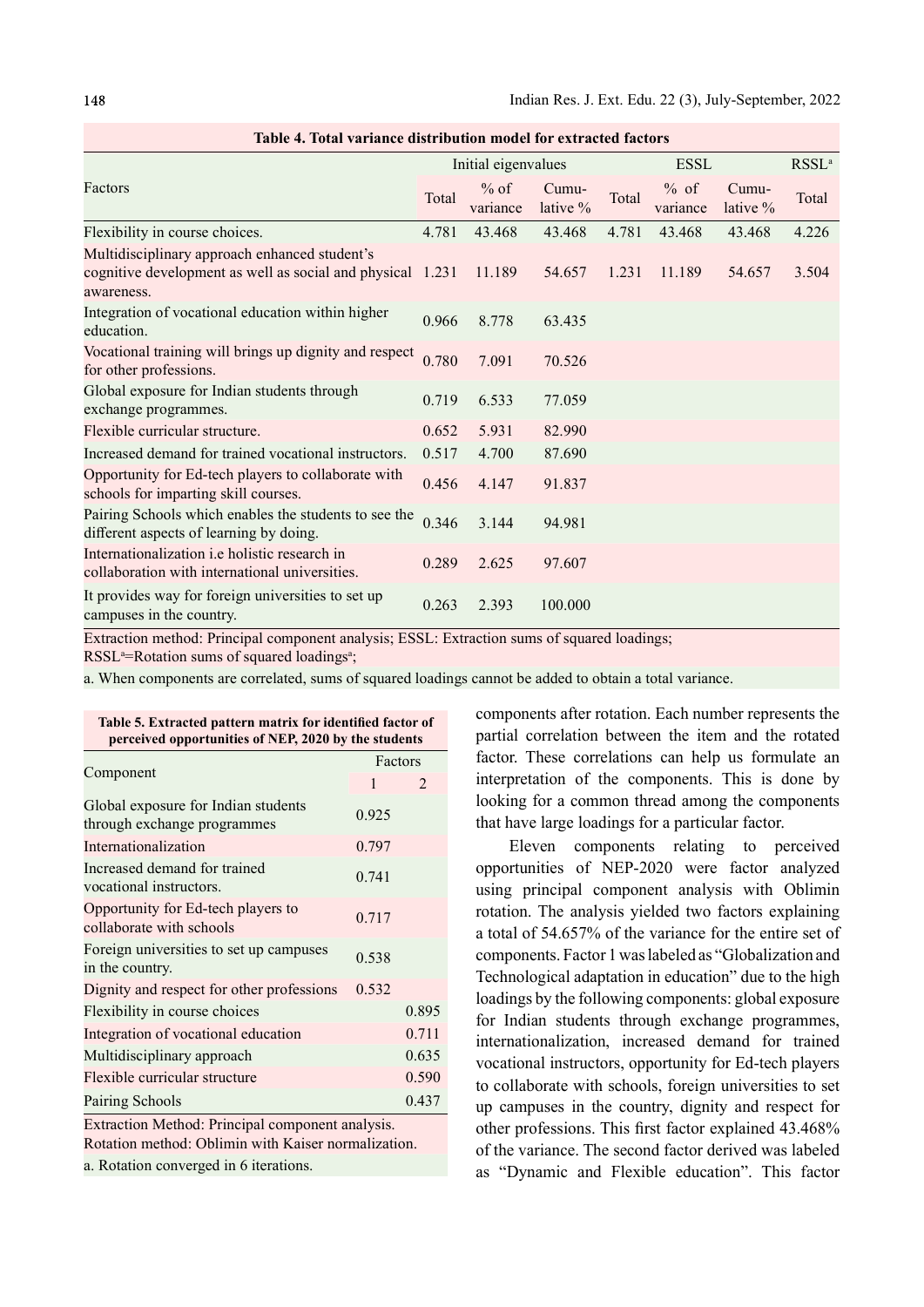**Table 4. Total variance distribution model for extracted factors**

| Factors | Initial eigenvalues | | | ESSL | | | RSSL[a] |
|---|---|---|---|---|---|---|---|
| | Total | % of variance | Cumulative % | Total | % of variance | Cumulative % | Total |
| Flexibility in course choices. | 4.781 | 43.468 | 43.468 | 4.781 | 43.468 | 43.468 | 4.226 |
| Multidisciplinary approach enhanced student's cognitive development as well as social and physical awareness. | 1.231 | 11.189 | 54.657 | 1.231 | 11.189 | 54.657 | 3.504 |
| Integration of vocational education within higher education. | 0.966 | 8.778 | 63.435 | | | | |
| Vocational training will brings up dignity and respect for other professions. | 0.780 | 7.091 | 70.526 | | | | |
| Global exposure for Indian students through exchange programmes. | 0.719 | 6.533 | 77.059 | | | | |
| Flexible curricular structure. | 0.652 | 5.931 | 82.990 | | | | |
| Increased demand for trained vocational instructors. | 0.517 | 4.700 | 87.690 | | | | |
| Opportunity for Ed-tech players to collaborate with schools for imparting skill courses. | 0.456 | 4.147 | 91.837 | | | | |
| Pairing Schools which enables the students to see the different aspects of learning by doing. | 0.346 | 3.144 | 94.981 | | | | |
| Internationalization i.e holistic research in collaboration with international universities. | 0.289 | 2.625 | 97.607 | | | | |
| It provides way for foreign universities to set up campuses in the country. | 0.263 | 2.393 | 100.000 | | | | |

Extraction method: Principal component analysis; ESSL: Extraction sums of squared loadings; RSSL[a]=Rotation sums of squared loadings[a];

a. When components are correlated, sums of squared loadings cannot be added to obtain a total variance.

**Table 5. Extracted pattern matrix for identified factor of perceived opportunities of NEP, 2020 by the students**

| Component | Factors | |
|---|---|---|
| | 1 | 2 |
| Global exposure for Indian students through exchange programmes | 0.925 | |
| Internationalization | 0.797 | |
| Increased demand for trained vocational instructors. | 0.741 | |
| Opportunity for Ed-tech players to collaborate with schools | 0.717 | |
| Foreign universities to set up campuses in the country. | 0.538 | |
| Dignity and respect for other professions | 0.532 | |
| Flexibility in course choices | | 0.895 |
| Integration of vocational education | | 0.711 |
| Multidisciplinary approach | | 0.635 |
| Flexible curricular structure | | 0.590 |
| Pairing Schools | | 0.437 |

Extraction Method: Principal component analysis.
Rotation method: Oblimin with Kaiser normalization.

a. Rotation converged in 6 iterations.

components after rotation. Each number represents the partial correlation between the item and the rotated factor. These correlations can help us formulate an interpretation of the components. This is done by looking for a common thread among the components that have large loadings for a particular factor.

Eleven components relating to perceived opportunities of NEP-2020 were factor analyzed using principal component analysis with Oblimin rotation. The analysis yielded two factors explaining a total of 54.657% of the variance for the entire set of components. Factor 1 was labeled as "Globalization and Technological adaptation in education" due to the high loadings by the following components: global exposure for Indian students through exchange programmes, internationalization, increased demand for trained vocational instructors, opportunity for Ed-tech players to collaborate with schools, foreign universities to set up campuses in the country, dignity and respect for other professions. This first factor explained 43.468% of the variance. The second factor derived was labeled as "Dynamic and Flexible education". This factor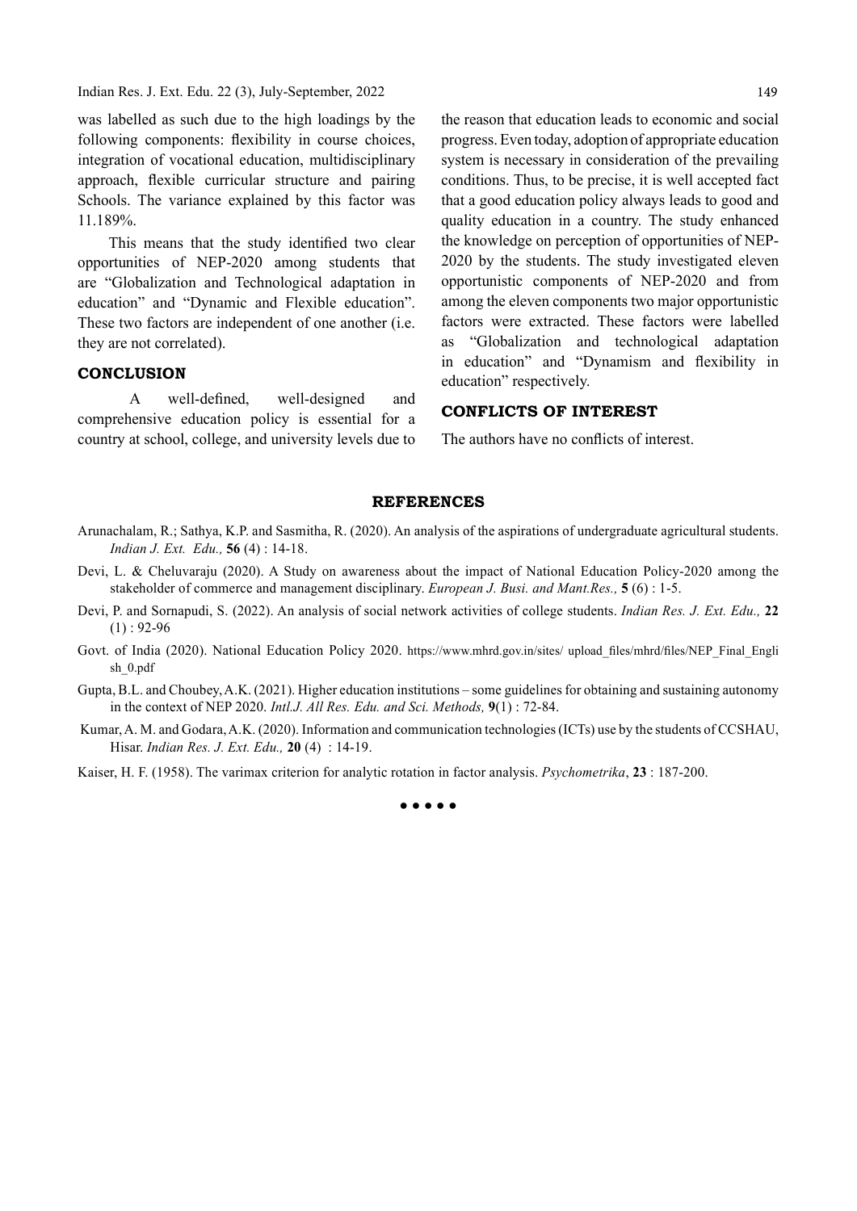was labelled as such due to the high loadings by the following components: flexibility in course choices, integration of vocational education, multidisciplinary approach, flexible curricular structure and pairing Schools. The variance explained by this factor was 11.189%.

This means that the study identified two clear opportunities of NEP-2020 among students that are "Globalization and Technological adaptation in education" and "Dynamic and Flexible education". These two factors are independent of one another (i.e. they are not correlated).

## CONCLUSION

A well-defined, well-designed and comprehensive education policy is essential for a country at school, college, and university levels due to the reason that education leads to economic and social progress. Even today, adoption of appropriate education system is necessary in consideration of the prevailing conditions. Thus, to be precise, it is well accepted fact that a good education policy always leads to good and quality education in a country. The study enhanced the knowledge on perception of opportunities of NEP-2020 by the students. The study investigated eleven opportunistic components of NEP-2020 and from among the eleven components two major opportunistic factors were extracted. These factors were labelled as "Globalization and technological adaptation in education" and "Dynamism and flexibility in education" respectively.

## CONFLICTS OF INTEREST

The authors have no conflicts of interest.

## REFERENCES

Arunachalam, R.; Sathya, K.P. and Sasmitha, R. (2020). An analysis of the aspirations of undergraduate agricultural students. *Indian J. Ext. Edu.,* **56** (4) : 14-18.

Devi, L. & Cheluvaraju (2020). A Study on awareness about the impact of National Education Policy-2020 among the stakeholder of commerce and management disciplinary. *European J. Busi. and Mant.Res.,* **5** (6) : 1-5.

Devi, P. and Sornapudi, S. (2022). An analysis of social network activities of college students. *Indian Res. J. Ext. Edu.,* **22** (1) : 92-96

Govt. of India (2020). National Education Policy 2020. https://www.mhrd.gov.in/sites/ upload_files/mhrd/files/NEP_Final_English_0.pdf

Gupta, B.L. and Choubey, A.K. (2021). Higher education institutions – some guidelines for obtaining and sustaining autonomy in the context of NEP 2020. *Intl.J. All Res. Edu. and Sci. Methods,* **9**(1) : 72-84.

Kumar, A. M. and Godara, A.K. (2020). Information and communication technologies (ICTs) use by the students of CCSHAU, Hisar. *Indian Res. J. Ext. Edu.,* **20** (4) : 14-19.

Kaiser, H. F. (1958). The varimax criterion for analytic rotation in factor analysis. *Psychometrika*, **23** : 187-200.

• • • • •